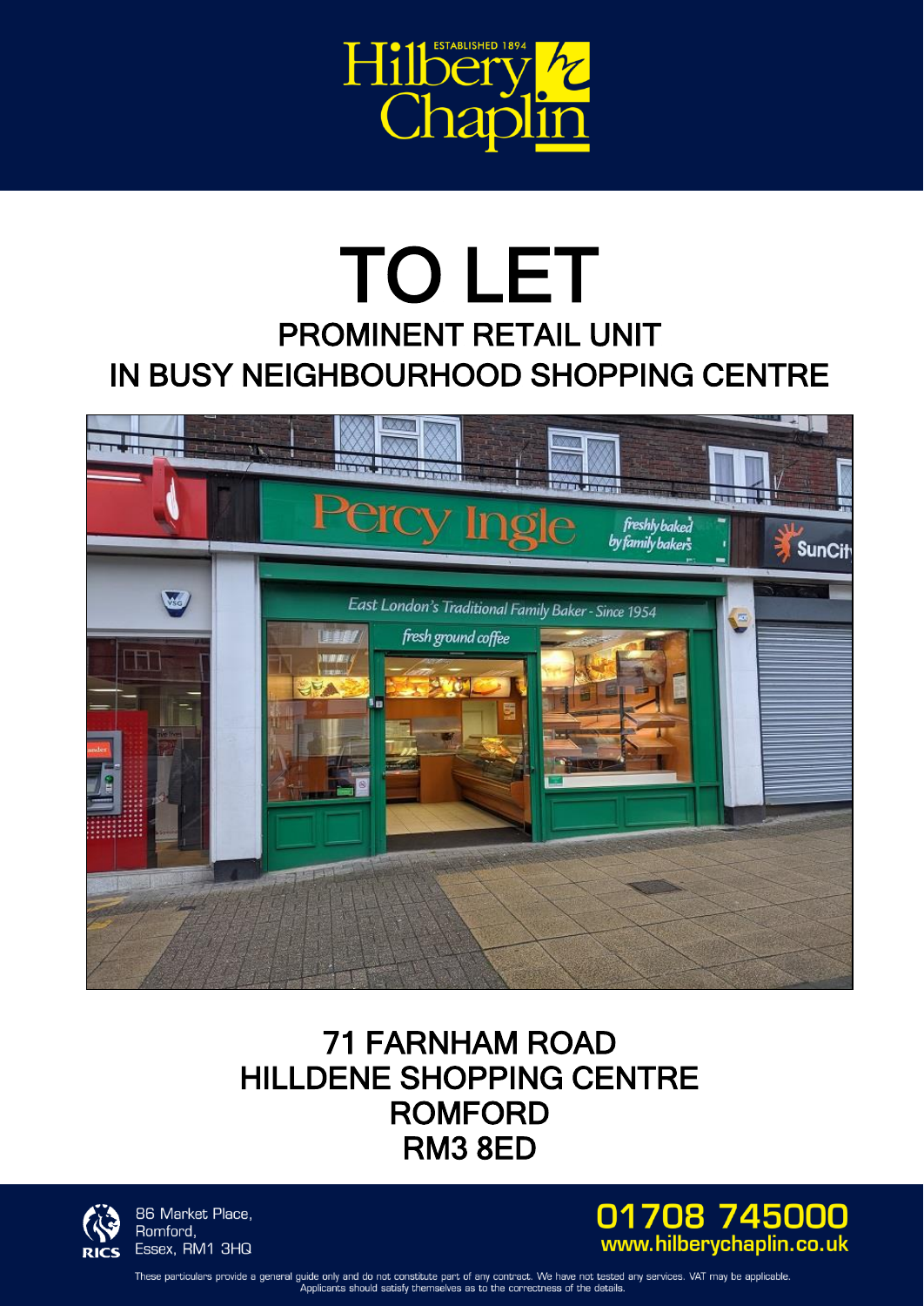Hilbery Chaplin
ESTABLISHED 1894

# TO LET

## PROMINENT RETAIL UNIT
## IN BUSY NEIGHBOURHOOD SHOPPING CENTRE

### 71 FARNHAM ROAD
### HILLDENE SHOPPING CENTRE
### ROMFORD
### RM3 8ED

86 Market Place,
Romford,
Essex, RM1 3HQ

**01708 745000**
**www.hilberychaplin.co.uk**

These particulars provide a general guide only and do not constitute part of any contract. We have not tested any services. VAT may be applicable. Applicants should satisfy themselves as to the correctness of the details.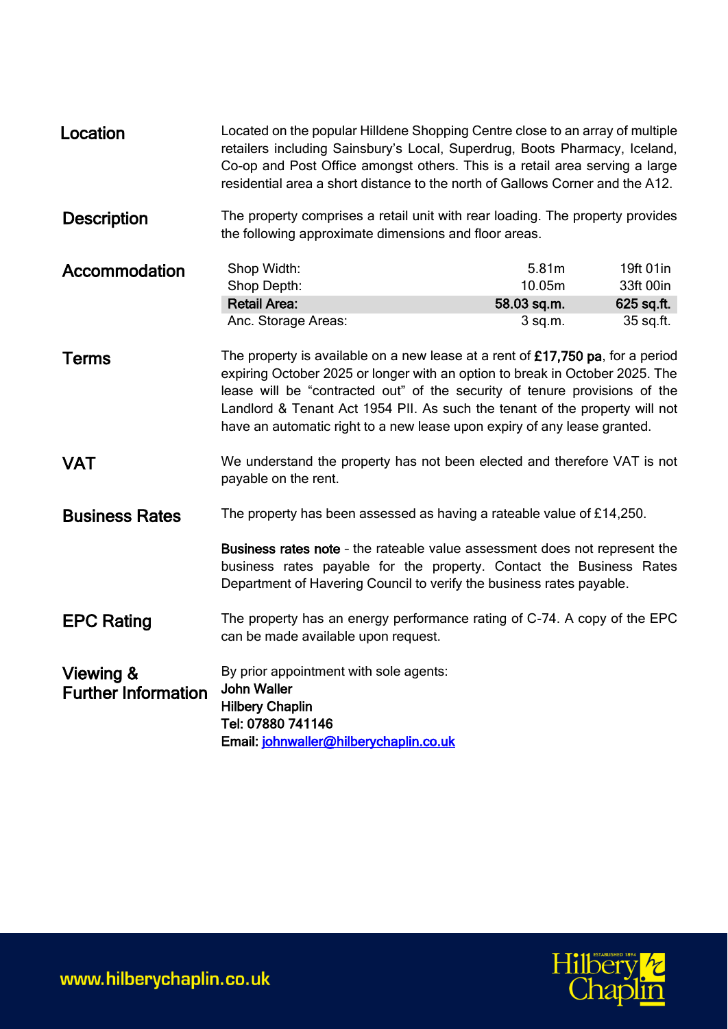## Location

Located on the popular Hilldene Shopping Centre close to an array of multiple retailers including Sainsbury's Local, Superdrug, Boots Pharmacy, Iceland, Co-op and Post Office amongst others. This is a retail area serving a large residential area a short distance to the north of Gallows Corner and the A12.

## Description

The property comprises a retail unit with rear loading. The property provides the following approximate dimensions and floor areas.

## Accommodation

| | | |
|---|---|---|
| Shop Width: | 5.81m | 19ft 01in |
| Shop Depth: | 10.05m | 33ft 00in |
| **Retail Area:** | **58.03 sq.m.** | **625 sq.ft.** |
| Anc. Storage Areas: | 3 sq.m. | 35 sq.ft. |

## Terms

The property is available on a new lease at a rent of **£17,750 pa**, for a period expiring October 2025 or longer with an option to break in October 2025. The lease will be "contracted out" of the security of tenure provisions of the Landlord & Tenant Act 1954 PII. As such the tenant of the property will not have an automatic right to a new lease upon expiry of any lease granted.

## VAT

We understand the property has not been elected and therefore VAT is not payable on the rent.

## Business Rates

The property has been assessed as having a rateable value of £14,250.

**Business rates note** – the rateable value assessment does not represent the business rates payable for the property. Contact the Business Rates Department of Havering Council to verify the business rates payable.

## EPC Rating

The property has an energy performance rating of C-74. A copy of the EPC can be made available upon request.

## Viewing & Further Information

By prior appointment with sole agents:
**John Waller**
**Hilbery Chaplin**
**Tel: 07880 741146**
**Email:** johnwaller@hilberychaplin.co.uk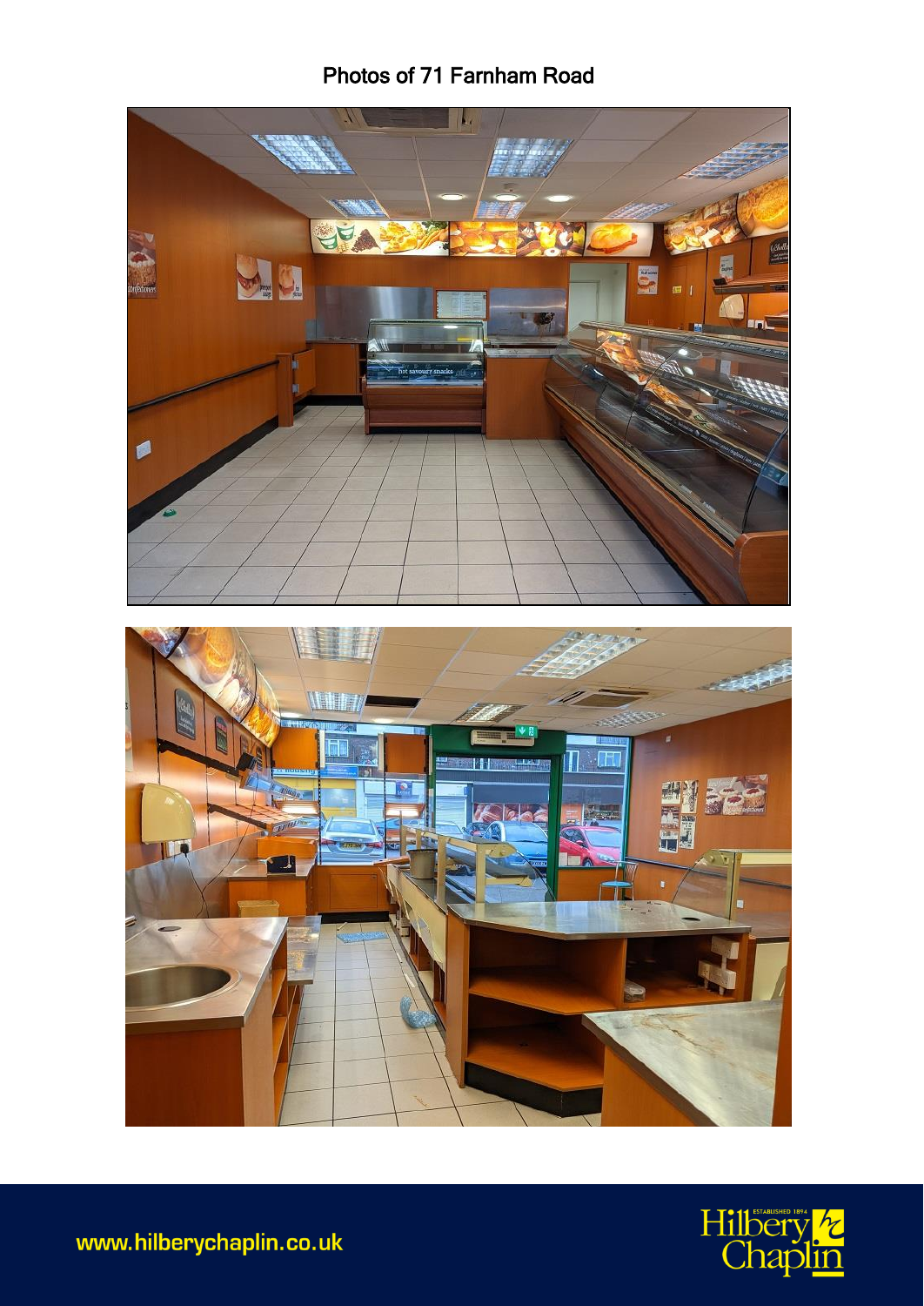# Photos of 71 Farnham Road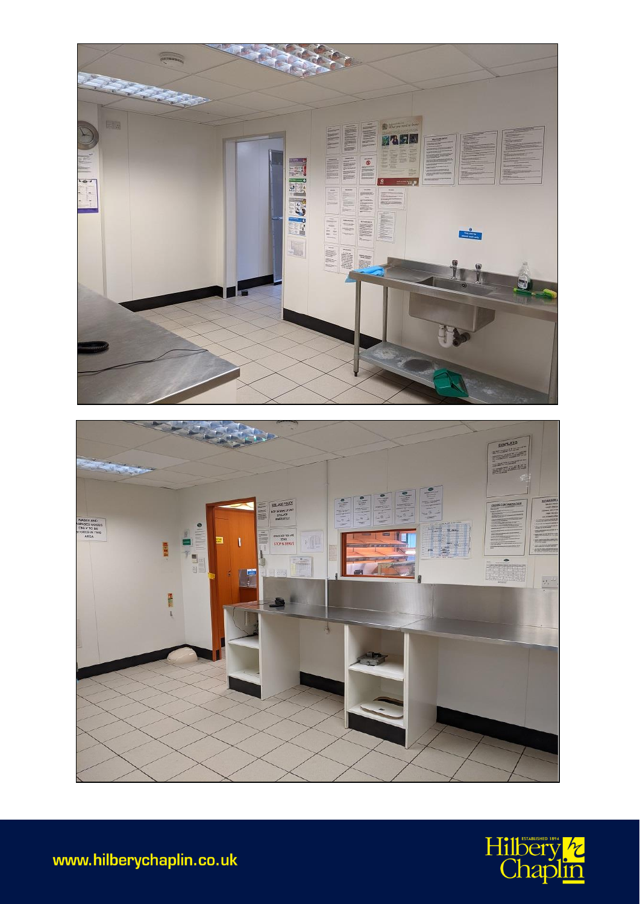www.hilberychaplin.co.uk